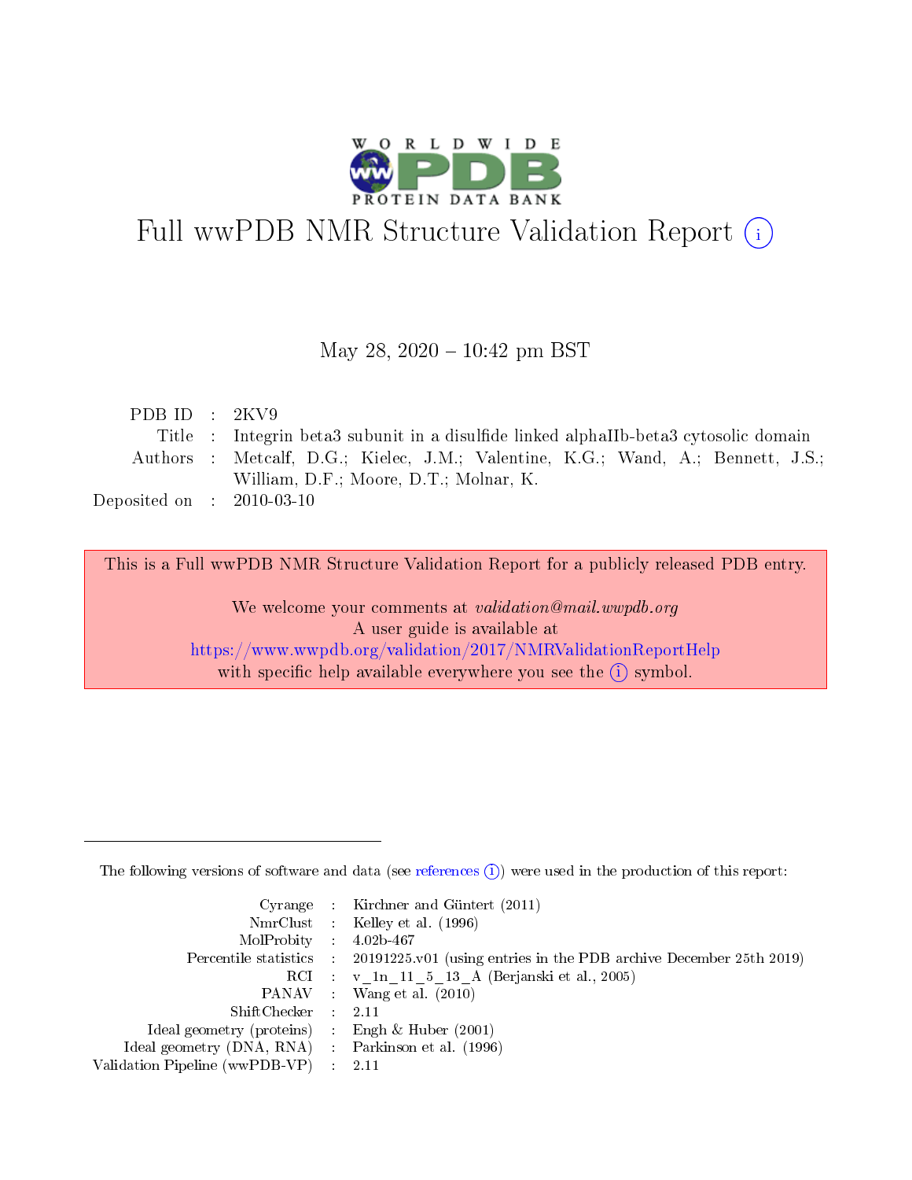# Full wwPDB NMR Structure Validation Report

May 28, 2020 – 10:42 pm BST

| | | |
|---|---|---|
| PDB ID | : | 2KV9 |
| Title | : | Integrin beta3 subunit in a disulfide linked alphaIIb-beta3 cytosolic domain |
| Authors | : | Metcalf, D.G.; Kielec, J.M.; Valentine, K.G.; Wand, A.; Bennett, J.S.; William, D.F.; Moore, D.T.; Molnar, K. |
| Deposited on | : | 2010-03-10 |

This is a Full wwPDB NMR Structure Validation Report for a publicly released PDB entry.

We welcome your comments at *validation@mail.wwpdb.org*
A user guide is available at
https://www.wwpdb.org/validation/2017/NMRValidationReportHelp
with specific help available everywhere you see the (i) symbol.

The following versions of software and data (see references (i)) were used in the production of this report:

| | | |
|---|---|---|
| Cyrange | : | Kirchner and Güntert (2011) |
| NmrClust | : | Kelley et al. (1996) |
| MolProbity | : | 4.02b-467 |
| Percentile statistics | : | 20191225.v01 (using entries in the PDB archive December 25th 2019) |
| RCI | : | v_1n_11_5_13_A (Berjanski et al., 2005) |
| PANAV | : | Wang et al. (2010) |
| ShiftChecker | : | 2.11 |
| Ideal geometry (proteins) | : | Engh & Huber (2001) |
| Ideal geometry (DNA, RNA) | : | Parkinson et al. (1996) |
| Validation Pipeline (wwPDB-VP) | : | 2.11 |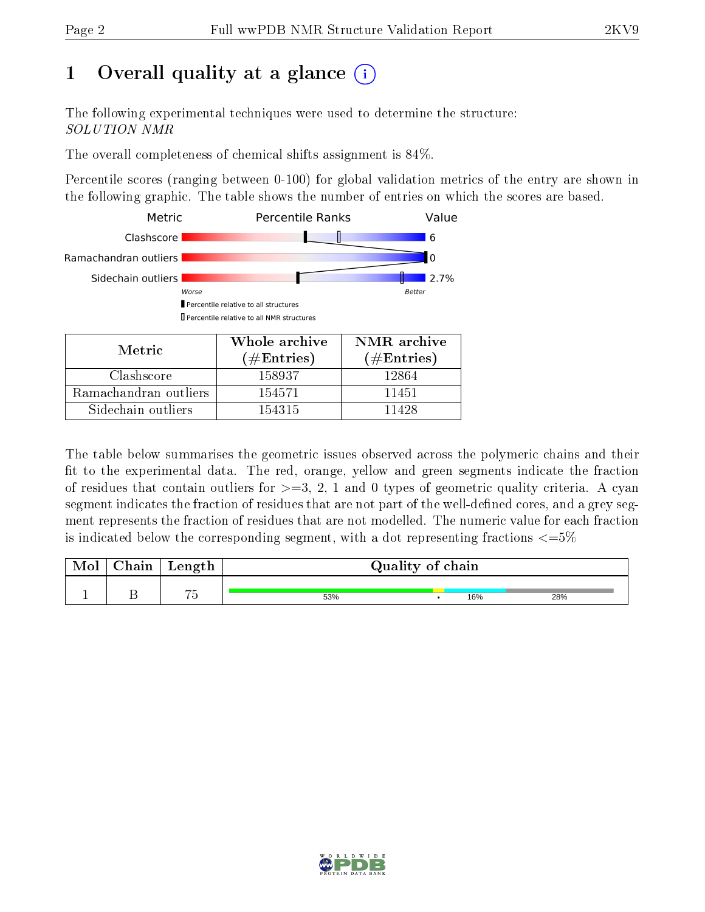# 1 Overall quality at a glance

The following experimental techniques were used to determine the structure:
*SOLUTION NMR*

The overall completeness of chemical shifts assignment is 84%.

Percentile scores (ranging between 0-100) for global validation metrics of the entry are shown in the following graphic. The table shows the number of entries on which the scores are based.

| Metric | Percentile Ranks | Value |
|---|---|---|
| Clashscore | | 6 |
| Ramachandran outliers | | 0 |
| Sidechain outliers | | 2.7% |

Worse — Better

▮ Percentile relative to all structures
▯ Percentile relative to all NMR structures

| Metric | Whole archive (#Entries) | NMR archive (#Entries) |
|---|---|---|
| Clashscore | 158937 | 12864 |
| Ramachandran outliers | 154571 | 11451 |
| Sidechain outliers | 154315 | 11428 |

The table below summarises the geometric issues observed across the polymeric chains and their fit to the experimental data. The red, orange, yellow and green segments indicate the fraction of residues that contain outliers for >=3, 2, 1 and 0 types of geometric quality criteria. A cyan segment indicates the fraction of residues that are not part of the well-defined cores, and a grey segment represents the fraction of residues that are not modelled. The numeric value for each fraction is indicated below the corresponding segment, with a dot representing fractions <=5%

| Mol | Chain | Length | Quality of chain |
|---|---|---|---|
| 1 | B | 75 | 53% • 16% 28% |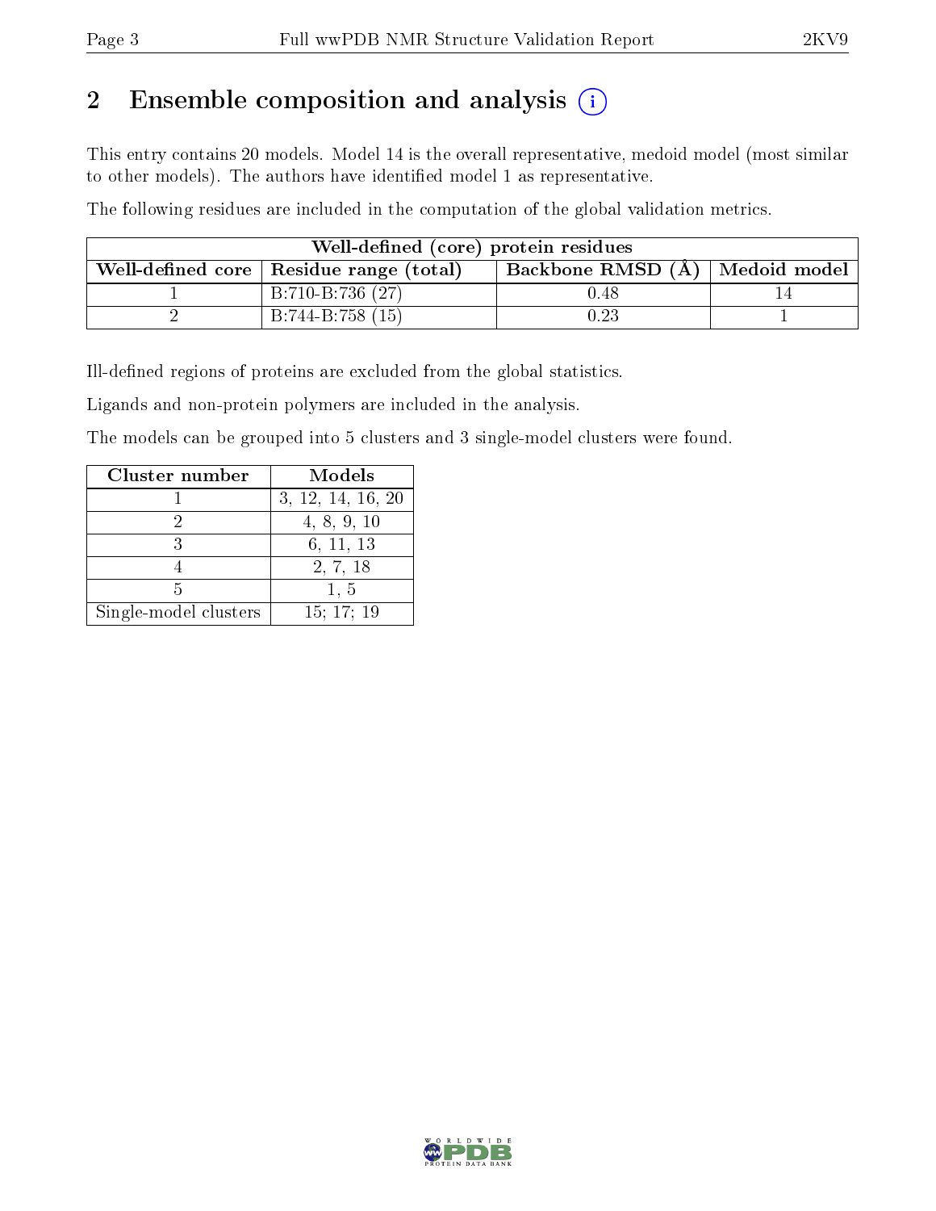## 2 Ensemble composition and analysis (i)

This entry contains 20 models. Model 14 is the overall representative, medoid model (most similar to other models). The authors have identified model 1 as representative.

The following residues are included in the computation of the global validation metrics.

| Well-defined (core) protein residues | | | |
|---|---|---|---|
| Well-defined core | Residue range (total) | Backbone RMSD (Å) | Medoid model |
| 1 | B:710-B:736 (27) | 0.48 | 14 |
| 2 | B:744-B:758 (15) | 0.23 | 1 |

Ill-defined regions of proteins are excluded from the global statistics.

Ligands and non-protein polymers are included in the analysis.

The models can be grouped into 5 clusters and 3 single-model clusters were found.

| Cluster number | Models |
|---|---|
| 1 | 3, 12, 14, 16, 20 |
| 2 | 4, 8, 9, 10 |
| 3 | 6, 11, 13 |
| 4 | 2, 7, 18 |
| 5 | 1, 5 |
| Single-model clusters | 15; 17; 19 |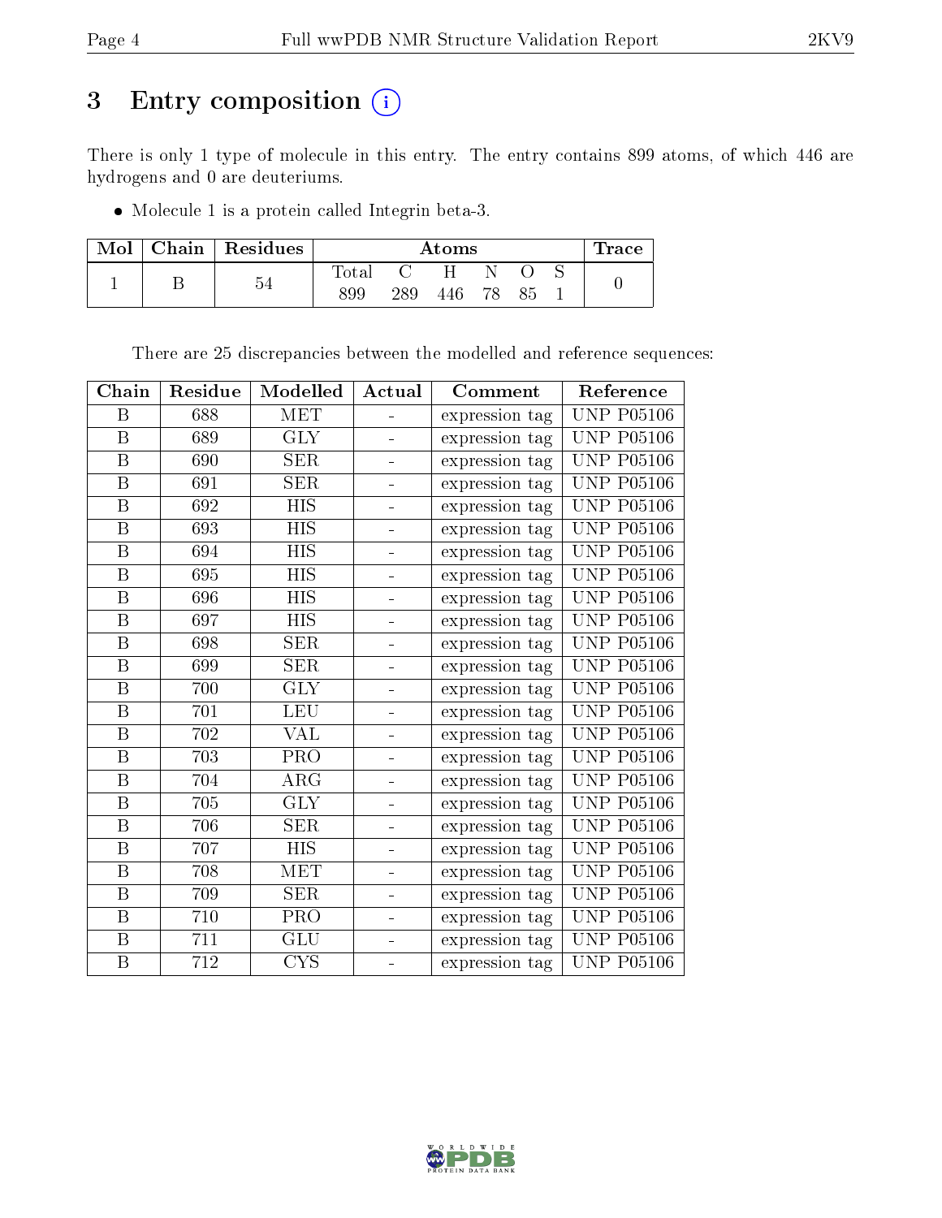# 3 Entry composition

There is only 1 type of molecule in this entry. The entry contains 899 atoms, of which 446 are hydrogens and 0 are deuteriums.

- Molecule 1 is a protein called Integrin beta-3.

| Mol | Chain | Residues | Atoms | | | | | | Trace |
|---|---|---|---|---|---|---|---|---|---|
| | | | Total | C | H | N | O | S | |
| 1 | B | 54 | 899 | 289 | 446 | 78 | 85 | 1 | 0 |

There are 25 discrepancies between the modelled and reference sequences:

| Chain | Residue | Modelled | Actual | Comment | Reference |
|---|---|---|---|---|---|
| B | 688 | MET | - | expression tag | UNP P05106 |
| B | 689 | GLY | - | expression tag | UNP P05106 |
| B | 690 | SER | - | expression tag | UNP P05106 |
| B | 691 | SER | - | expression tag | UNP P05106 |
| B | 692 | HIS | - | expression tag | UNP P05106 |
| B | 693 | HIS | - | expression tag | UNP P05106 |
| B | 694 | HIS | - | expression tag | UNP P05106 |
| B | 695 | HIS | - | expression tag | UNP P05106 |
| B | 696 | HIS | - | expression tag | UNP P05106 |
| B | 697 | HIS | - | expression tag | UNP P05106 |
| B | 698 | SER | - | expression tag | UNP P05106 |
| B | 699 | SER | - | expression tag | UNP P05106 |
| B | 700 | GLY | - | expression tag | UNP P05106 |
| B | 701 | LEU | - | expression tag | UNP P05106 |
| B | 702 | VAL | - | expression tag | UNP P05106 |
| B | 703 | PRO | - | expression tag | UNP P05106 |
| B | 704 | ARG | - | expression tag | UNP P05106 |
| B | 705 | GLY | - | expression tag | UNP P05106 |
| B | 706 | SER | - | expression tag | UNP P05106 |
| B | 707 | HIS | - | expression tag | UNP P05106 |
| B | 708 | MET | - | expression tag | UNP P05106 |
| B | 709 | SER | - | expression tag | UNP P05106 |
| B | 710 | PRO | - | expression tag | UNP P05106 |
| B | 711 | GLU | - | expression tag | UNP P05106 |
| B | 712 | CYS | - | expression tag | UNP P05106 |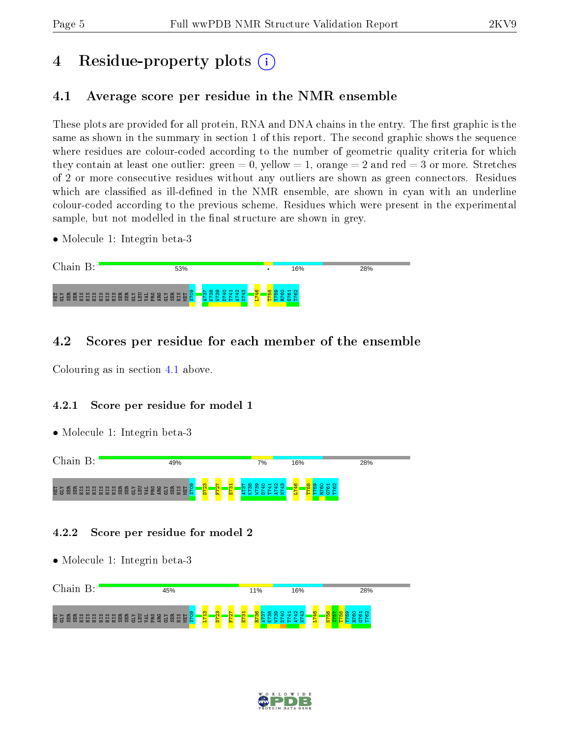# 4 Residue-property plots

## 4.1 Average score per residue in the NMR ensemble

These plots are provided for all protein, RNA and DNA chains in the entry. The first graphic is the same as shown in the summary in section 1 of this report. The second graphic shows the sequence where residues are colour-coded according to the number of geometric quality criteria for which they contain at least one outlier: green = 0, yellow = 1, orange = 2 and red = 3 or more. Stretches of 2 or more consecutive residues without any outliers are shown as green connectors. Residues which are classified as ill-defined in the NMR ensemble, are shown in cyan with an underline colour-coded according to the previous scheme. Residues which were present in the experimental sample, but not modelled in the final structure are shown in grey.

- Molecule 1: Integrin beta-3

Chain B: 53% • 16% 28%

MET GLY SER SER HIS HIS HIS HIS HIS HIS SER SER GLY LEU VAL PRO ARG GLY SER HIS MET S709 A737 K738 W739 D740 T741 A742 N743 L746 T758 Y759 R760 G761 T762

## 4.2 Scores per residue for each member of the ensemble

Colouring as in section 4.1 above.

### 4.2.1 Score per residue for model 1

- Molecule 1: Integrin beta-3

Chain B: 49% 7% 16% 28%

MET GLY SER SER HIS HIS HIS HIS HIS HIS SER SER GLY LEU VAL PRO ARG GLY SER HIS MET S709 D723 F727 E731 A737 K738 W739 D740 T741 A742 N743 L746 T758 Y759 R760 G761 T762

### 4.2.2 Score per residue for model 2

- Molecule 1: Integrin beta-3

Chain B: 45% 11% 16% 28%

MET GLY SER SER HIS HIS HIS HIS HIS HIS SER SER GLY LEU VAL PRO ARG GLY SER HIS MET S709 L713 D723 F727 E731 R736 A737 K738 W739 D740 T741 A742 N743 L746 N756 I757 T758 Y759 R760 G761 T762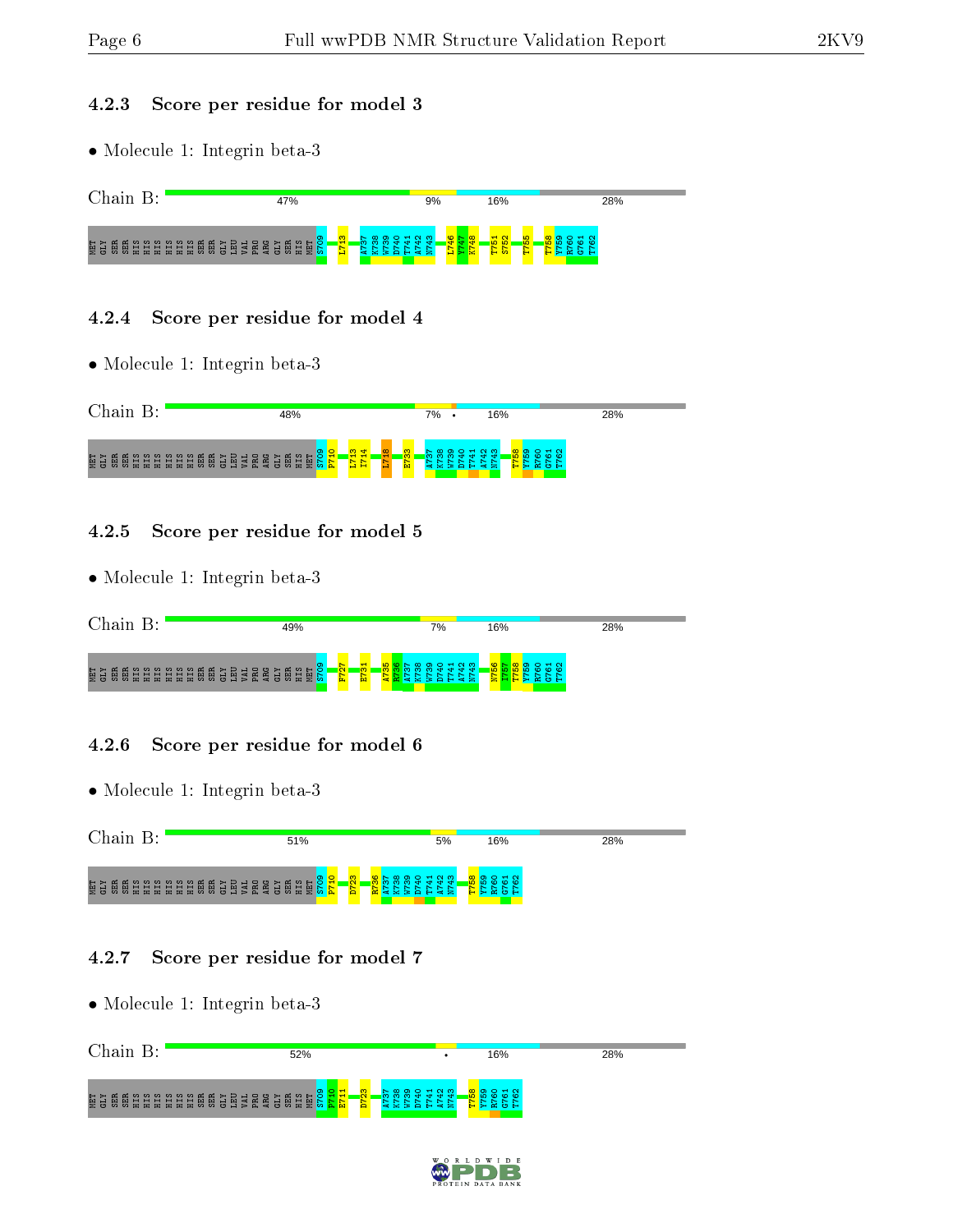### 4.2.3 Score per residue for model 3

- Molecule 1: Integrin beta-3

Chain B: 47% 9% 16% 28%

MET GLY SER SER HIS HIS HIS HIS HIS HIS SER SER GLY LEU VAL PRO ARG GLY SER HIS MET S709 L713 A737 K738 W739 D740 T741 A742 N743 L746 V747 K748 T751 S752 T755 T758 Y759 R760 G761 T762

### 4.2.4 Score per residue for model 4

- Molecule 1: Integrin beta-3

Chain B: 48% 7% • 16% 28%

MET GLY SER SER HIS HIS HIS HIS HIS HIS SER SER GLY LEU VAL PRO ARG GLY SER HIS MET S709 P710 L713 I714 L718 E733 A737 K738 W739 D740 T741 A742 N743 T758 Y759 R760 G761 T762

### 4.2.5 Score per residue for model 5

- Molecule 1: Integrin beta-3

Chain B: 49% 7% 16% 28%

MET GLY SER SER HIS HIS HIS HIS HIS HIS SER SER GLY LEU VAL PRO ARG GLY SER HIS MET S709 F727 E731 A735 R736 A737 K738 W739 D740 T741 A742 N743 N756 I757 T758 Y759 R760 G761 T762

### 4.2.6 Score per residue for model 6

- Molecule 1: Integrin beta-3

Chain B: 51% 5% 16% 28%

MET GLY SER SER HIS HIS HIS HIS HIS HIS SER SER GLY LEU VAL PRO ARG GLY SER HIS MET S709 P710 D723 R736 A737 K738 W739 D740 T741 A742 N743 T758 Y759 R760 G761 T762

### 4.2.7 Score per residue for model 7

- Molecule 1: Integrin beta-3

Chain B: 52% • 16% 28%

MET GLY SER SER HIS HIS HIS HIS HIS HIS SER SER GLY LEU VAL PRO ARG GLY SER HIS MET S709 P710 E711 D723 A737 K738 W739 D740 T741 A742 N743 T758 Y759 R760 G761 T762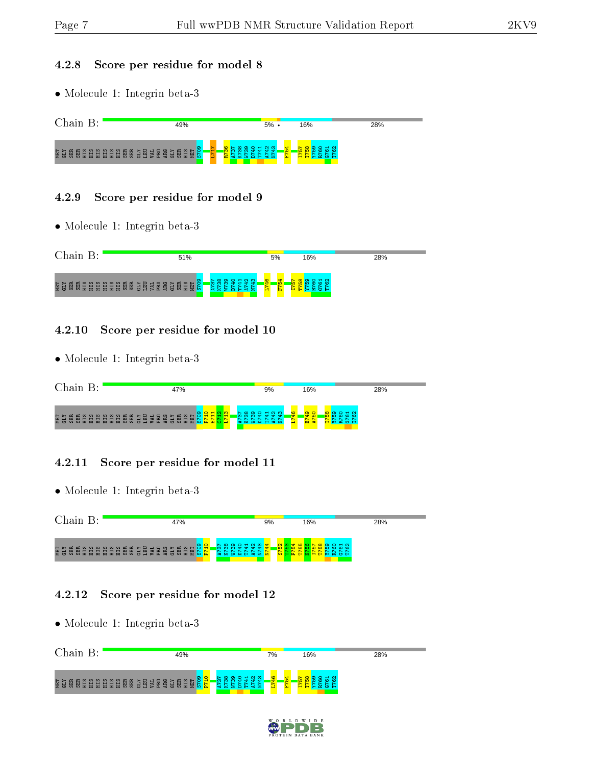### 4.2.8 Score per residue for model 8

- Molecule 1: Integrin beta-3

Chain B: 49% 5% • 16% 28%

MET GLY SER SER HIS HIS HIS HIS HIS HIS SER SER GLY LEU VAL PRO ARG GLY SER HIS MET S709 L717 R736 A737 K738 W739 D740 T741 A742 N743 F754 I757 T758 Y759 R760 G761 T762

### 4.2.9 Score per residue for model 9

- Molecule 1: Integrin beta-3

Chain B: 51% 5% 16% 28%

MET GLY SER SER HIS HIS HIS HIS HIS HIS SER SER GLY LEU VAL PRO ARG GLY SER HIS MET S709 A737 K738 W739 D740 T741 A742 N743 L746 F754 I757 T758 Y759 R760 G761 T762

### 4.2.10 Score per residue for model 10

- Molecule 1: Integrin beta-3

Chain B: 47% 9% 16% 28%

MET GLY SER SER HIS HIS HIS HIS HIS HIS SER SER GLY LEU VAL PRO ARG GLY SER HIS MET S709 P710 E711 C712 L713 A737 K738 W739 D740 T741 A742 N743 L746 E749 A750 T758 Y759 R760 G761 T762

### 4.2.11 Score per residue for model 11

- Molecule 1: Integrin beta-3

Chain B: 47% 9% 16% 28%

MET GLY SER SER HIS HIS HIS HIS HIS HIS SER SER GLY LEU VAL PRO ARG GLY SER HIS MET S709 P710 A737 K738 W739 D740 T741 A742 N743 N744 S752 T753 F754 T755 N756 I757 T758 Y759 R760 G761 T762

### 4.2.12 Score per residue for model 12

- Molecule 1: Integrin beta-3

Chain B: 49% 7% 16% 28%

MET GLY SER SER HIS HIS HIS HIS HIS HIS SER SER GLY LEU VAL PRO ARG GLY SER HIS MET S709 P710 A737 K738 W739 D740 T741 A742 N743 L746 F754 I757 T758 Y759 R760 G761 T762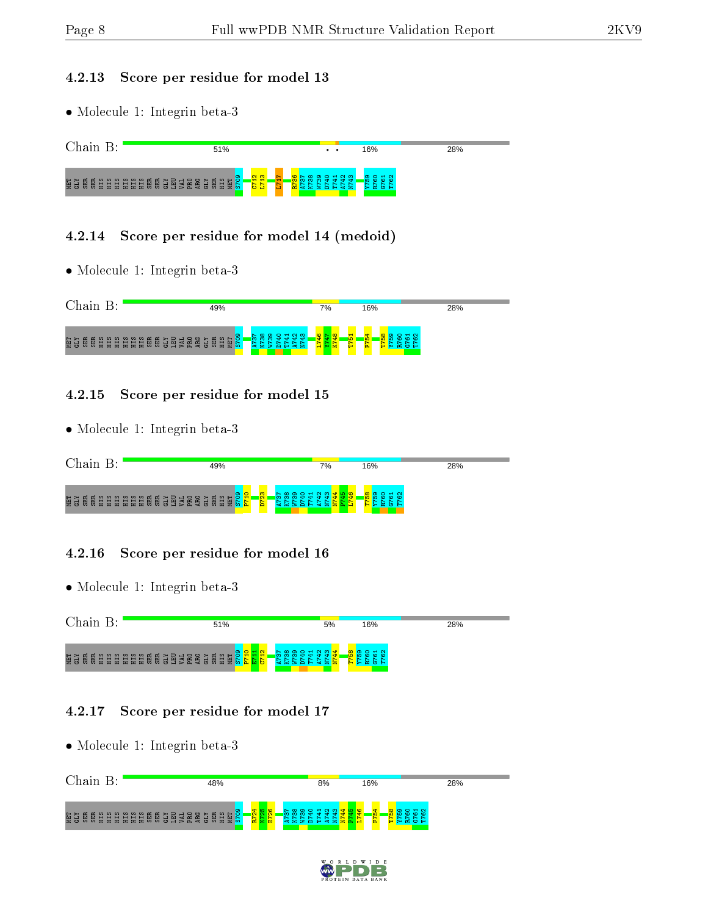### 4.2.13 Score per residue for model 13

- Molecule 1: Integrin beta-3

Chain B: 51% • • 16% 28%

MET GLY SER SER HIS HIS HIS HIS HIS HIS SER SER GLY LEU VAL PRO ARG GLY SER HIS MET S709 C712 L713 L717 R736 A737 K738 W739 D740 T741 A742 N743 Y759 R760 G761 T762

### 4.2.14 Score per residue for model 14 (medoid)

- Molecule 1: Integrin beta-3

Chain B: 49% 7% 16% 28%

MET GLY SER SER HIS HIS HIS HIS HIS HIS SER SER GLY LEU VAL PRO ARG GLY SER HIS MET S709 A737 K738 W739 D740 T741 A742 N743 L746 Y747 K748 T751 F754 T758 Y759 R760 G761 T762

### 4.2.15 Score per residue for model 15

- Molecule 1: Integrin beta-3

Chain B: 49% 7% 16% 28%

MET GLY SER SER HIS HIS HIS HIS HIS HIS SER SER GLY LEU VAL PRO ARG GLY SER HIS MET S709 P710 D723 A737 K738 W739 D740 T741 A742 N743 N744 F745 L746 T758 Y759 R760 G761 T762

### 4.2.16 Score per residue for model 16

- Molecule 1: Integrin beta-3

Chain B: 51% 5% 16% 28%

MET GLY SER SER HIS HIS HIS HIS HIS HIS SER SER GLY LEU VAL PRO ARG GLY SER HIS MET S709 P710 E711 C712 A737 K738 W739 D740 T741 A742 N743 N744 T758 Y759 R760 G761 T762

### 4.2.17 Score per residue for model 17

- Molecule 1: Integrin beta-3

Chain B: 48% 8% 16% 28%

MET GLY SER SER HIS HIS HIS HIS HIS HIS SER SER GLY LEU VAL PRO ARG GLY SER HIS MET S709 R724 K725 E726 A737 K738 W739 D740 T741 A742 N743 N744 F745 L746 F754 T758 Y759 R760 G761 T762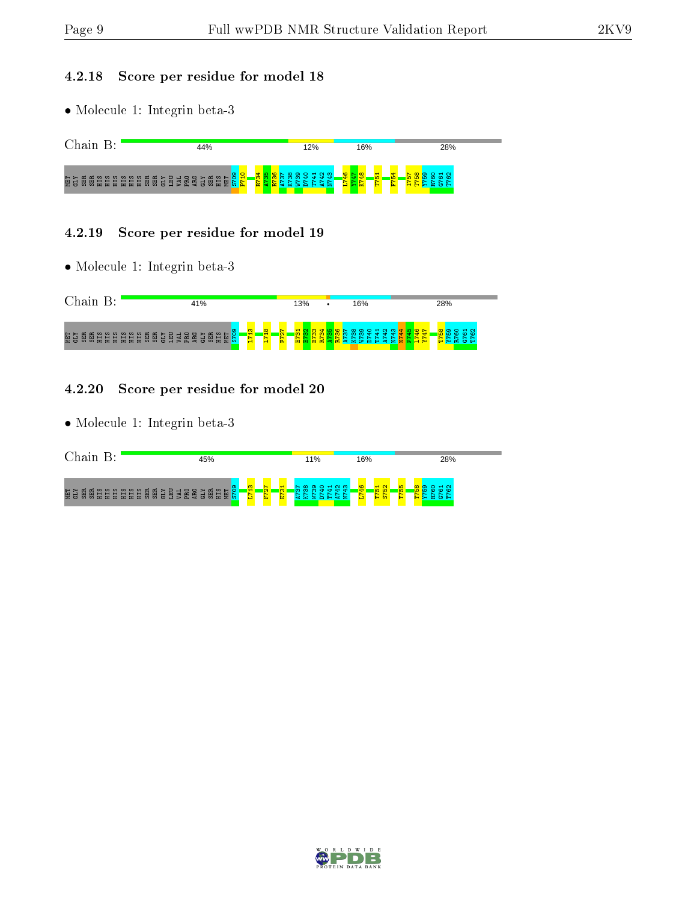#### 4.2.18 Score per residue for model 18

- Molecule 1: Integrin beta-3

Chain B: 44% 12% 16% 28%

MET GLY SER SER HIS HIS HIS HIS HIS HIS SER SER GLY LEU VAL PRO ARG GLY SER HIS MET S709 P710 R734 A735 R736 A737 K738 W739 D740 T741 A742 N743 L746 Y747 K748 T751 F754 I757 T758 Y759 R760 G761 T762

#### 4.2.19 Score per residue for model 19

- Molecule 1: Integrin beta-3

Chain B: 41% 13% • 16% 28%

MET GLY SER SER HIS HIS HIS HIS HIS HIS SER SER GLY LEU VAL PRO ARG GLY SER HIS MET S709 L713 L718 F727 E731 E732 E733 R734 A735 R736 A737 K738 W739 D740 T741 A742 N743 N744 P745 L746 Y747 T758 Y759 R760 G761 T762

#### 4.2.20 Score per residue for model 20

- Molecule 1: Integrin beta-3

Chain B: 45% 11% 16% 28%

MET GLY SER SER HIS HIS HIS HIS HIS HIS SER SER GLY LEU VAL PRO ARG GLY SER HIS MET S709 L713 F727 E731 A737 K738 W739 D740 T741 A742 N743 L746 T751 S752 T755 T758 Y759 R760 G761 T762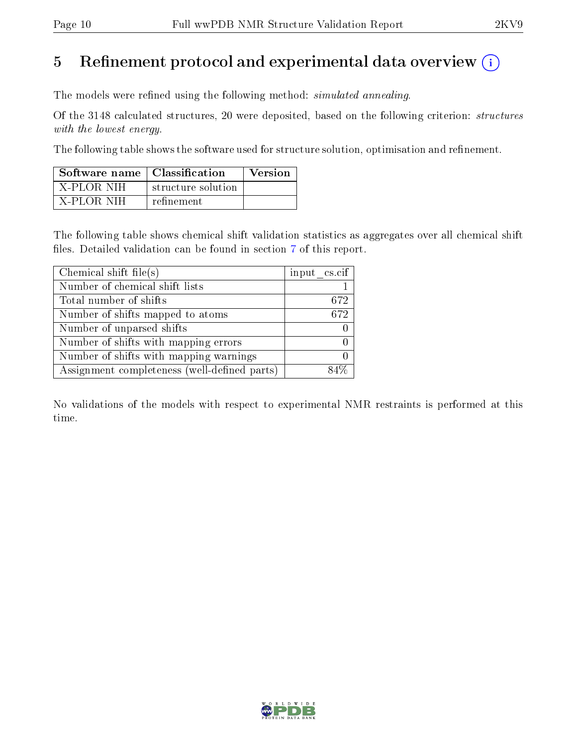# 5 Refinement protocol and experimental data overview

The models were refined using the following method: *simulated annealing*.

Of the 3148 calculated structures, 20 were deposited, based on the following criterion: *structures with the lowest energy*.

The following table shows the software used for structure solution, optimisation and refinement.

| Software name | Classification | Version |
|---|---|---|
| X-PLOR NIH | structure solution | |
| X-PLOR NIH | refinement | |

The following table shows chemical shift validation statistics as aggregates over all chemical shift files. Detailed validation can be found in section 7 of this report.

| Chemical shift file(s) | input_cs.cif |
|---|---|
| Number of chemical shift lists | 1 |
| Total number of shifts | 672 |
| Number of shifts mapped to atoms | 672 |
| Number of unparsed shifts | 0 |
| Number of shifts with mapping errors | 0 |
| Number of shifts with mapping warnings | 0 |
| Assignment completeness (well-defined parts) | 84% |

No validations of the models with respect to experimental NMR restraints is performed at this time.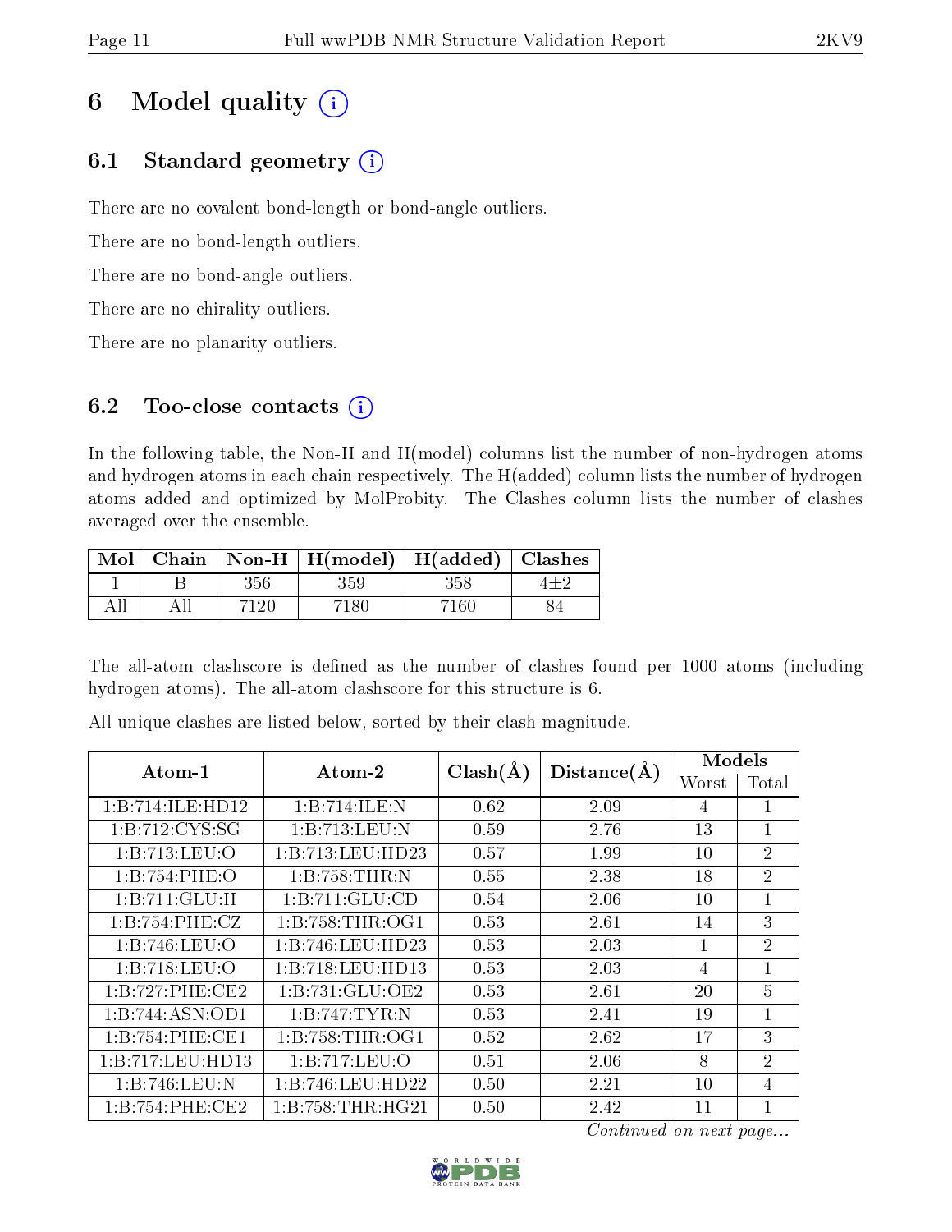# 6 Model quality (i)

## 6.1 Standard geometry (i)

There are no covalent bond-length or bond-angle outliers.

There are no bond-length outliers.

There are no bond-angle outliers.

There are no chirality outliers.

There are no planarity outliers.

## 6.2 Too-close contacts (i)

In the following table, the Non-H and H(model) columns list the number of non-hydrogen atoms and hydrogen atoms in each chain respectively. The H(added) column lists the number of hydrogen atoms added and optimized by MolProbity. The Clashes column lists the number of clashes averaged over the ensemble.

| Mol | Chain | Non-H | H(model) | H(added) | Clashes |
|---|---|---|---|---|---|
| 1 | B | 356 | 359 | 358 | 4±2 |
| All | All | 7120 | 7180 | 7160 | 84 |

The all-atom clashscore is defined as the number of clashes found per 1000 atoms (including hydrogen atoms). The all-atom clashscore for this structure is 6.

All unique clashes are listed below, sorted by their clash magnitude.

| Atom-1 | Atom-2 | Clash(Å) | Distance(Å) | Models | |
|---|---|---|---|---|---|
| | | | | Worst | Total |
| 1:B:714:ILE:HD12 | 1:B:714:ILE:N | 0.62 | 2.09 | 4 | 1 |
| 1:B:712:CYS:SG | 1:B:713:LEU:N | 0.59 | 2.76 | 13 | 1 |
| 1:B:713:LEU:O | 1:B:713:LEU:HD23 | 0.57 | 1.99 | 10 | 2 |
| 1:B:754:PHE:O | 1:B:758:THR:N | 0.55 | 2.38 | 18 | 2 |
| 1:B:711:GLU:H | 1:B:711:GLU:CD | 0.54 | 2.06 | 10 | 1 |
| 1:B:754:PHE:CZ | 1:B:758:THR:OG1 | 0.53 | 2.61 | 14 | 3 |
| 1:B:746:LEU:O | 1:B:746:LEU:HD23 | 0.53 | 2.03 | 1 | 2 |
| 1:B:718:LEU:O | 1:B:718:LEU:HD13 | 0.53 | 2.03 | 4 | 1 |
| 1:B:727:PHE:CE2 | 1:B:731:GLU:OE2 | 0.53 | 2.61 | 20 | 5 |
| 1:B:744:ASN:OD1 | 1:B:747:TYR:N | 0.53 | 2.41 | 19 | 1 |
| 1:B:754:PHE:CE1 | 1:B:758:THR:OG1 | 0.52 | 2.62 | 17 | 3 |
| 1:B:717:LEU:HD13 | 1:B:717:LEU:O | 0.51 | 2.06 | 8 | 2 |
| 1:B:746:LEU:N | 1:B:746:LEU:HD22 | 0.50 | 2.21 | 10 | 4 |
| 1:B:754:PHE:CE2 | 1:B:758:THR:HG21 | 0.50 | 2.42 | 11 | 1 |

*Continued on next page...*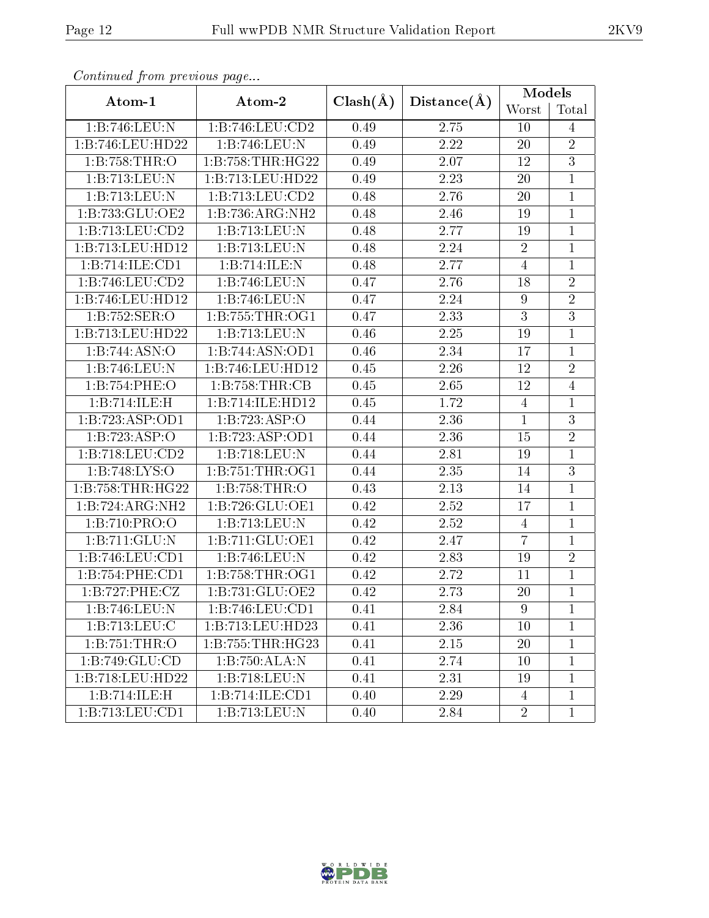*Continued from previous page...*

| Atom-1 | Atom-2 | Clash(Å) | Distance(Å) | Models | |
|---|---|---|---|---|---|
| | | | | Worst | Total |
| 1:B:746:LEU:N | 1:B:746:LEU:CD2 | 0.49 | 2.75 | 10 | 4 |
| 1:B:746:LEU:HD22 | 1:B:746:LEU:N | 0.49 | 2.22 | 20 | 2 |
| 1:B:758:THR:O | 1:B:758:THR:HG22 | 0.49 | 2.07 | 12 | 3 |
| 1:B:713:LEU:N | 1:B:713:LEU:HD22 | 0.49 | 2.23 | 20 | 1 |
| 1:B:713:LEU:N | 1:B:713:LEU:CD2 | 0.48 | 2.76 | 20 | 1 |
| 1:B:733:GLU:OE2 | 1:B:736:ARG:NH2 | 0.48 | 2.46 | 19 | 1 |
| 1:B:713:LEU:CD2 | 1:B:713:LEU:N | 0.48 | 2.77 | 19 | 1 |
| 1:B:713:LEU:HD12 | 1:B:713:LEU:N | 0.48 | 2.24 | 2 | 1 |
| 1:B:714:ILE:CD1 | 1:B:714:ILE:N | 0.48 | 2.77 | 4 | 1 |
| 1:B:746:LEU:CD2 | 1:B:746:LEU:N | 0.47 | 2.76 | 18 | 2 |
| 1:B:746:LEU:HD12 | 1:B:746:LEU:N | 0.47 | 2.24 | 9 | 2 |
| 1:B:752:SER:O | 1:B:755:THR:OG1 | 0.47 | 2.33 | 3 | 3 |
| 1:B:713:LEU:HD22 | 1:B:713:LEU:N | 0.46 | 2.25 | 19 | 1 |
| 1:B:744:ASN:O | 1:B:744:ASN:OD1 | 0.46 | 2.34 | 17 | 1 |
| 1:B:746:LEU:N | 1:B:746:LEU:HD12 | 0.45 | 2.26 | 12 | 2 |
| 1:B:754:PHE:O | 1:B:758:THR:CB | 0.45 | 2.65 | 12 | 4 |
| 1:B:714:ILE:H | 1:B:714:ILE:HD12 | 0.45 | 1.72 | 4 | 1 |
| 1:B:723:ASP:OD1 | 1:B:723:ASP:O | 0.44 | 2.36 | 1 | 3 |
| 1:B:723:ASP:O | 1:B:723:ASP:OD1 | 0.44 | 2.36 | 15 | 2 |
| 1:B:718:LEU:CD2 | 1:B:718:LEU:N | 0.44 | 2.81 | 19 | 1 |
| 1:B:748:LYS:O | 1:B:751:THR:OG1 | 0.44 | 2.35 | 14 | 3 |
| 1:B:758:THR:HG22 | 1:B:758:THR:O | 0.43 | 2.13 | 14 | 1 |
| 1:B:724:ARG:NH2 | 1:B:726:GLU:OE1 | 0.42 | 2.52 | 17 | 1 |
| 1:B:710:PRO:O | 1:B:713:LEU:N | 0.42 | 2.52 | 4 | 1 |
| 1:B:711:GLU:N | 1:B:711:GLU:OE1 | 0.42 | 2.47 | 7 | 1 |
| 1:B:746:LEU:CD1 | 1:B:746:LEU:N | 0.42 | 2.83 | 19 | 2 |
| 1:B:754:PHE:CD1 | 1:B:758:THR:OG1 | 0.42 | 2.72 | 11 | 1 |
| 1:B:727:PHE:CZ | 1:B:731:GLU:OE2 | 0.42 | 2.73 | 20 | 1 |
| 1:B:746:LEU:N | 1:B:746:LEU:CD1 | 0.41 | 2.84 | 9 | 1 |
| 1:B:713:LEU:C | 1:B:713:LEU:HD23 | 0.41 | 2.36 | 10 | 1 |
| 1:B:751:THR:O | 1:B:755:THR:HG23 | 0.41 | 2.15 | 20 | 1 |
| 1:B:749:GLU:CD | 1:B:750:ALA:N | 0.41 | 2.74 | 10 | 1 |
| 1:B:718:LEU:HD22 | 1:B:718:LEU:N | 0.41 | 2.31 | 19 | 1 |
| 1:B:714:ILE:H | 1:B:714:ILE:CD1 | 0.40 | 2.29 | 4 | 1 |
| 1:B:713:LEU:CD1 | 1:B:713:LEU:N | 0.40 | 2.84 | 2 | 1 |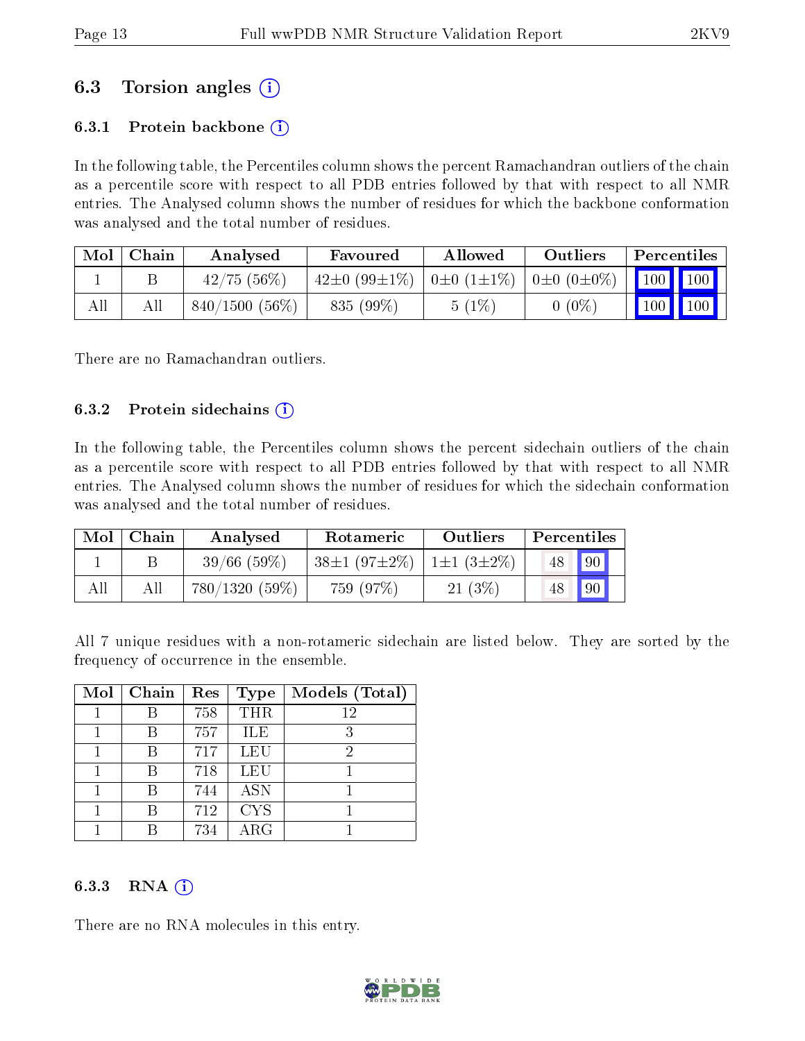## 6.3 Torsion angles (i)

### 6.3.1 Protein backbone (i)

In the following table, the Percentiles column shows the percent Ramachandran outliers of the chain as a percentile score with respect to all PDB entries followed by that with respect to all NMR entries. The Analysed column shows the number of residues for which the backbone conformation was analysed and the total number of residues.

| Mol | Chain | Analysed | Favoured | Allowed | Outliers | Percentiles | |
|---|---|---|---|---|---|---|---|
| 1 | B | 42/75 (56%) | 42±0 (99±1%) | 0±0 (1±1%) | 0±0 (0±0%) | 100 | 100 |
| All | All | 840/1500 (56%) | 835 (99%) | 5 (1%) | 0 (0%) | 100 | 100 |

There are no Ramachandran outliers.

### 6.3.2 Protein sidechains (i)

In the following table, the Percentiles column shows the percent sidechain outliers of the chain as a percentile score with respect to all PDB entries followed by that with respect to all NMR entries. The Analysed column shows the number of residues for which the sidechain conformation was analysed and the total number of residues.

| Mol | Chain | Analysed | Rotameric | Outliers | Percentiles | |
|---|---|---|---|---|---|---|
| 1 | B | 39/66 (59%) | 38±1 (97±2%) | 1±1 (3±2%) | 48 | 90 |
| All | All | 780/1320 (59%) | 759 (97%) | 21 (3%) | 48 | 90 |

All 7 unique residues with a non-rotameric sidechain are listed below. They are sorted by the frequency of occurrence in the ensemble.

| Mol | Chain | Res | Type | Models (Total) |
|---|---|---|---|---|
| 1 | B | 758 | THR | 12 |
| 1 | B | 757 | ILE | 3 |
| 1 | B | 717 | LEU | 2 |
| 1 | B | 718 | LEU | 1 |
| 1 | B | 744 | ASN | 1 |
| 1 | B | 712 | CYS | 1 |
| 1 | B | 734 | ARG | 1 |

### 6.3.3 RNA (i)

There are no RNA molecules in this entry.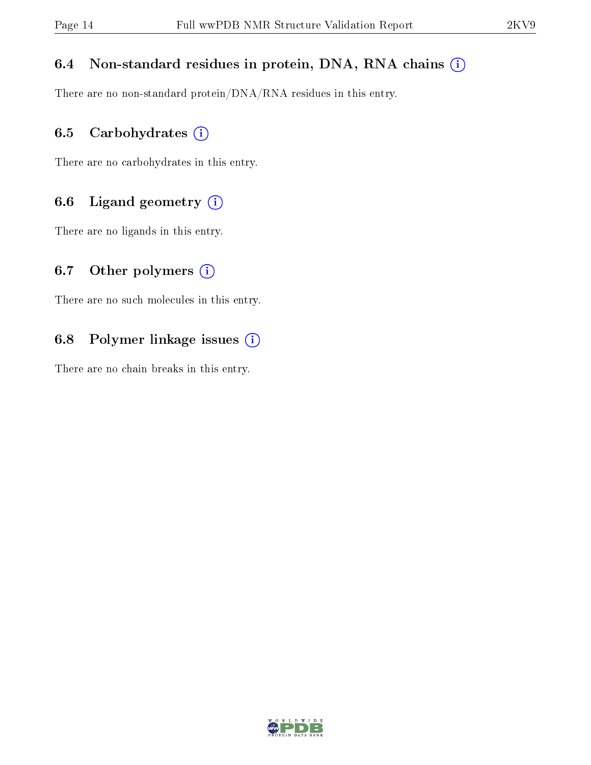### 6.4 Non-standard residues in protein, DNA, RNA chains (i)

There are no non-standard protein/DNA/RNA residues in this entry.

### 6.5 Carbohydrates (i)

There are no carbohydrates in this entry.

### 6.6 Ligand geometry (i)

There are no ligands in this entry.

### 6.7 Other polymers (i)

There are no such molecules in this entry.

### 6.8 Polymer linkage issues (i)

There are no chain breaks in this entry.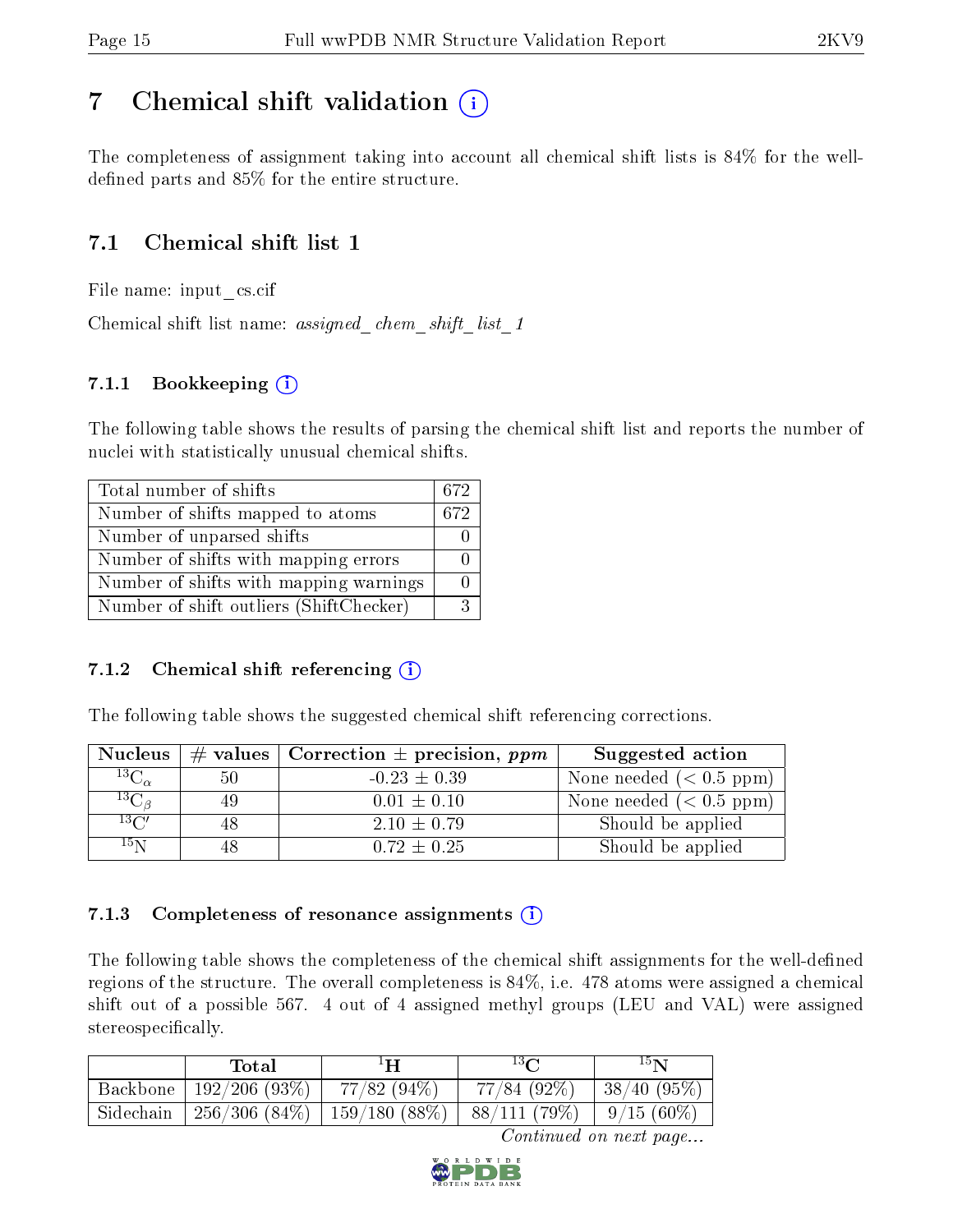# 7 Chemical shift validation (i)

The completeness of assignment taking into account all chemical shift lists is 84% for the well-defined parts and 85% for the entire structure.

## 7.1 Chemical shift list 1

File name: input_cs.cif

Chemical shift list name: *assigned_chem_shift_list_1*

### 7.1.1 Bookkeeping (i)

The following table shows the results of parsing the chemical shift list and reports the number of nuclei with statistically unusual chemical shifts.

| Total number of shifts | 672 |
|---|---|
| Number of shifts mapped to atoms | 672 |
| Number of unparsed shifts | 0 |
| Number of shifts with mapping errors | 0 |
| Number of shifts with mapping warnings | 0 |
| Number of shift outliers (ShiftChecker) | 3 |

### 7.1.2 Chemical shift referencing (i)

The following table shows the suggested chemical shift referencing corrections.

| Nucleus | # values | Correction ± precision, *ppm* | Suggested action |
|---|---|---|---|
| $^{13}C_{\alpha}$ | 50 | -0.23 ± 0.39 | None needed (< 0.5 ppm) |
| $^{13}C_{\beta}$ | 49 | 0.01 ± 0.10 | None needed (< 0.5 ppm) |
| $^{13}C'$ | 48 | 2.10 ± 0.79 | Should be applied |
| $^{15}N$ | 48 | 0.72 ± 0.25 | Should be applied |

### 7.1.3 Completeness of resonance assignments (i)

The following table shows the completeness of the chemical shift assignments for the well-defined regions of the structure. The overall completeness is 84%, i.e. 478 atoms were assigned a chemical shift out of a possible 567. 4 out of 4 assigned methyl groups (LEU and VAL) were assigned stereospecifically.

| | Total | $^{1}H$ | $^{13}C$ | $^{15}N$ |
|---|---|---|---|---|
| Backbone | 192/206 (93%) | 77/82 (94%) | 77/84 (92%) | 38/40 (95%) |
| Sidechain | 256/306 (84%) | 159/180 (88%) | 88/111 (79%) | 9/15 (60%) |

*Continued on next page...*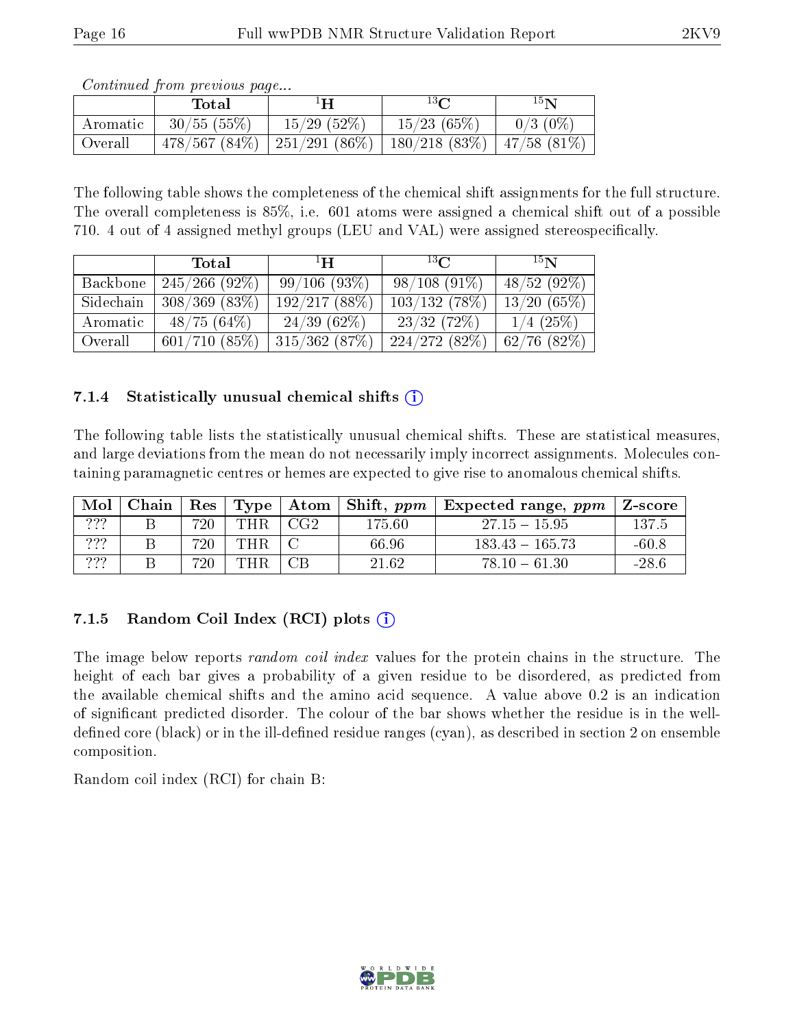*Continued from previous page...*

|  | Total | $^{1}$H | $^{13}$C | $^{15}$N |
|---|---|---|---|---|
| Aromatic | 30/55 (55%) | 15/29 (52%) | 15/23 (65%) | 0/3 (0%) |
| Overall | 478/567 (84%) | 251/291 (86%) | 180/218 (83%) | 47/58 (81%) |

The following table shows the completeness of the chemical shift assignments for the full structure. The overall completeness is 85%, i.e. 601 atoms were assigned a chemical shift out of a possible 710. 4 out of 4 assigned methyl groups (LEU and VAL) were assigned stereospecifically.

|  | Total | $^{1}$H | $^{13}$C | $^{15}$N |
|---|---|---|---|---|
| Backbone | 245/266 (92%) | 99/106 (93%) | 98/108 (91%) | 48/52 (92%) |
| Sidechain | 308/369 (83%) | 192/217 (88%) | 103/132 (78%) | 13/20 (65%) |
| Aromatic | 48/75 (64%) | 24/39 (62%) | 23/32 (72%) | 1/4 (25%) |
| Overall | 601/710 (85%) | 315/362 (87%) | 224/272 (82%) | 62/76 (82%) |

### 7.1.4 Statistically unusual chemical shifts

The following table lists the statistically unusual chemical shifts. These are statistical measures, and large deviations from the mean do not necessarily imply incorrect assignments. Molecules containing paramagnetic centres or hemes are expected to give rise to anomalous chemical shifts.

| Mol | Chain | Res | Type | Atom | Shift, *ppm* | Expected range, *ppm* | Z-score |
|---|---|---|---|---|---|---|---|
| ??? | B | 720 | THR | CG2 | 175.60 | 27.15 – 15.95 | 137.5 |
| ??? | B | 720 | THR | C | 66.96 | 183.43 – 165.73 | -60.8 |
| ??? | B | 720 | THR | CB | 21.62 | 78.10 – 61.30 | -28.6 |

### 7.1.5 Random Coil Index (RCI) plots

The image below reports *random coil index* values for the protein chains in the structure. The height of each bar gives a probability of a given residue to be disordered, as predicted from the available chemical shifts and the amino acid sequence. A value above 0.2 is an indication of significant predicted disorder. The colour of the bar shows whether the residue is in the well-defined core (black) or in the ill-defined residue ranges (cyan), as described in section 2 on ensemble composition.

Random coil index (RCI) for chain B: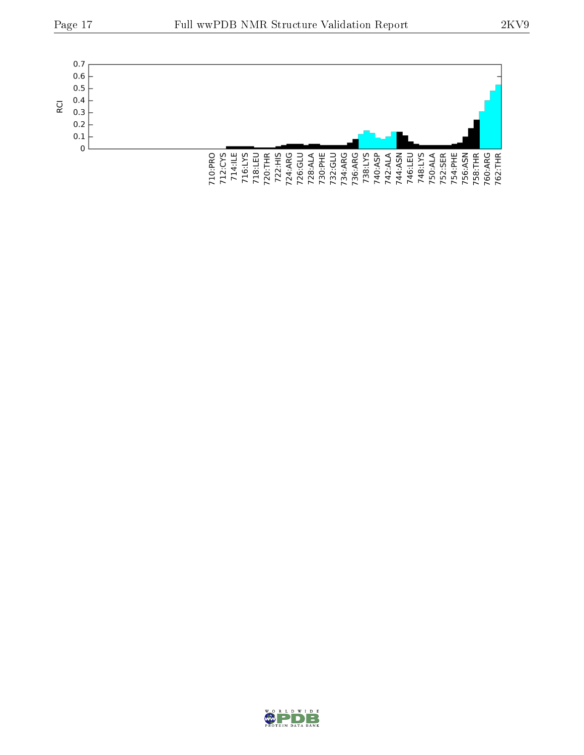0.7
0.6
0.5
0.4
0.3
0.2
0.1
0

RCI

710:PRO
712:CYS
714:ILE
716:LYS
718:LEU
720:THR
722:HIS
724:ARG
726:GLU
728:ALA
730:PHE
732:GLU
734:ARG
736:ARG
738:LYS
740:ASP
742:ALA
744:ASN
746:LEU
748:LYS
750:ALA
752:SER
754:PHE
756:ASN
758:THR
760:ARG
762:THR